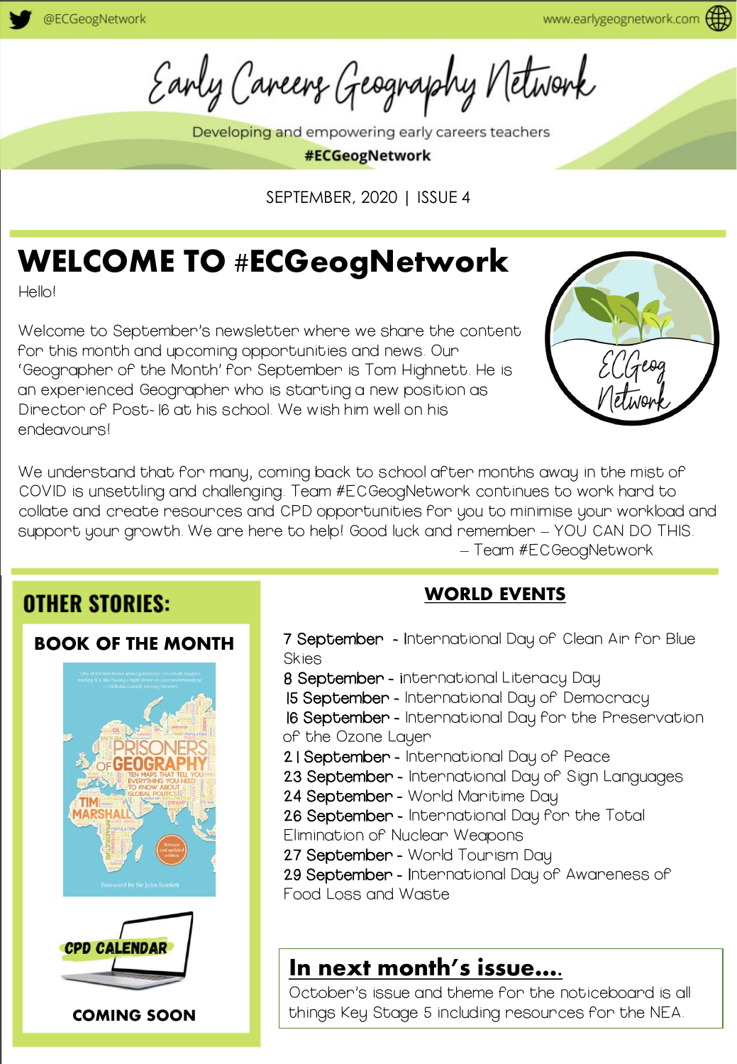@ECGeogNetwork www.earlygeognetwork.com

# Early Careers Geography Network

Developing and empowering early careers teachers

**#ECGeogNetwork**

SEPTEMBER, 2020 | ISSUE 4

# WELCOME TO #ECGeogNetwork

Hello!

Welcome to September's newsletter where we share the content for this month and upcoming opportunities and news. Our 'Geographer of the Month' for September is Tom Highnett. He is an experienced Geographer who is starting a new position as Director of Post-16 at his school. We wish him well on his endeavours!

We understand that for many, coming back to school after months away in the mist of COVID is unsettling and challenging. Team #ECGeogNetwork continues to work hard to collate and create resources and CPD opportunities for you to minimise your workload and support your growth. We are here to help! Good luck and remember – YOU CAN DO THIS.

– Team #ECGeogNetwork

## OTHER STORIES:

### BOOK OF THE MONTH

Prisoners of Geography – Tim Marshall

### CPD CALENDAR

COMING SOON

## WORLD EVENTS

- **7 September** - International Day of Clean Air for Blue Skies
- **8 September** - international Literacy Day
- **15 September** - International Day of Democracy
- **16 September** - International Day for the Preservation of the Ozone Layer
- **21 September** - International Day of Peace
- **23 September** - International Day of Sign Languages
- **24 September** - World Maritime Day
- **26 September** - International Day for the Total Elimination of Nuclear Weapons
- **27 September** - World Tourism Day
- **29 September** - International Day of Awareness of Food Loss and Waste

## In next month's issue....

October's issue and theme for the noticeboard is all things Key Stage 5 including resources for the NEA.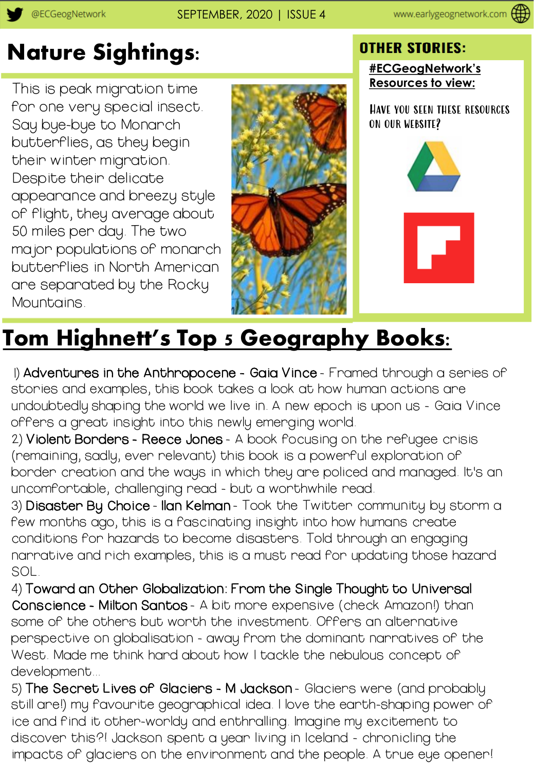## Nature Sightings:

This is peak migration time for one very special insect. Say bye-bye to Monarch butterflies, as they begin their winter migration. Despite their delicate appearance and breezy style of flight, they average about 50 miles per day. The two major populations of monarch butterflies in North American are separated by the Rocky Mountains.

## OTHER STORIES:

**#ECGeogNetwork's Resources to view:**

HAVE YOU SEEN THESE RESOURCES ON OUR WEBSITE?

## Tom Highnett's Top 5 Geography Books:

1) Adventures in the Anthropocene - Gaia Vince - Framed through a series of stories and examples, this book takes a look at how human actions are undoubtedly shaping the world we live in. A new epoch is upon us - Gaia Vince offers a great insight into this newly emerging world.

2) Violent Borders - Reece Jones - A book focusing on the refugee crisis (remaining, sadly, ever relevant) this book is a powerful exploration of border creation and the ways in which they are policed and managed. It's an uncomfortable, challenging read - but a worthwhile read.

3) Disaster By Choice - Ilan Kelman - Took the Twitter community by storm a few months ago, this is a fascinating insight into how humans create conditions for hazards to become disasters. Told through an engaging narrative and rich examples, this is a must read for updating those hazard SOL.

4) Toward an Other Globalization: From the Single Thought to Universal Conscience - Milton Santos - A bit more expensive (check Amazon!) than some of the others but worth the investment. Offers an alternative perspective on globalisation - away from the dominant narratives of the West. Made me think hard about how I tackle the nebulous concept of development...

5) The Secret Lives of Glaciers - M Jackson - Glaciers were (and probably still are!) my favourite geographical idea. I love the earth-shaping power of ice and find it other-worldy and enthralling. Imagine my excitement to discover this?! Jackson spent a year living in Iceland - chronicling the impacts of glaciers on the environment and the people. A true eye opener!